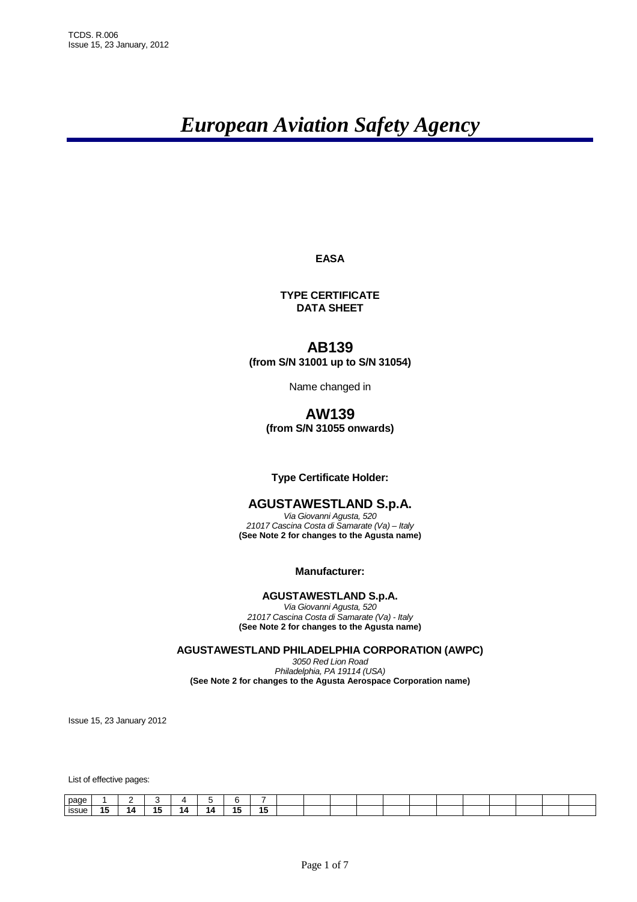TCDS. R.006
Issue 15, 23 January, 2012

# *European Aviation Safety Agency*

**EASA**

**TYPE CERTIFICATE**
**DATA SHEET**

## AB139

**(from S/N 31001 up to S/N 31054)**

Name changed in

## AW139

**(from S/N 31055 onwards)**

**Type Certificate Holder:**

### AGUSTAWESTLAND S.p.A.

*Via Giovanni Agusta, 520*
*21017 Cascina Costa di Samarate (Va) – Italy*
**(See Note 2 for changes to the Agusta name)**

**Manufacturer:**

**AGUSTAWESTLAND S.p.A.**
*Via Giovanni Agusta, 520*
*21017 Cascina Costa di Samarate (Va) - Italy*
**(See Note 2 for changes to the Agusta name)**

**AGUSTAWESTLAND PHILADELPHIA CORPORATION (AWPC)**
*3050 Red Lion Road*
*Philadelphia, PA 19114 (USA)*
**(See Note 2 for changes to the Agusta Aerospace Corporation name)**

Issue 15, 23 January 2012

List of effective pages:

| page | 1 | 2 | 3 | 4 | 5 | 6 | 7 | | | | | | | | | | | | |
|---|---|---|---|---|---|---|---|---|---|---|---|---|---|---|---|---|---|---|---|
| issue | **15** | **14** | **15** | **14** | **14** | **15** | **15** | | | | | | | | | | | | |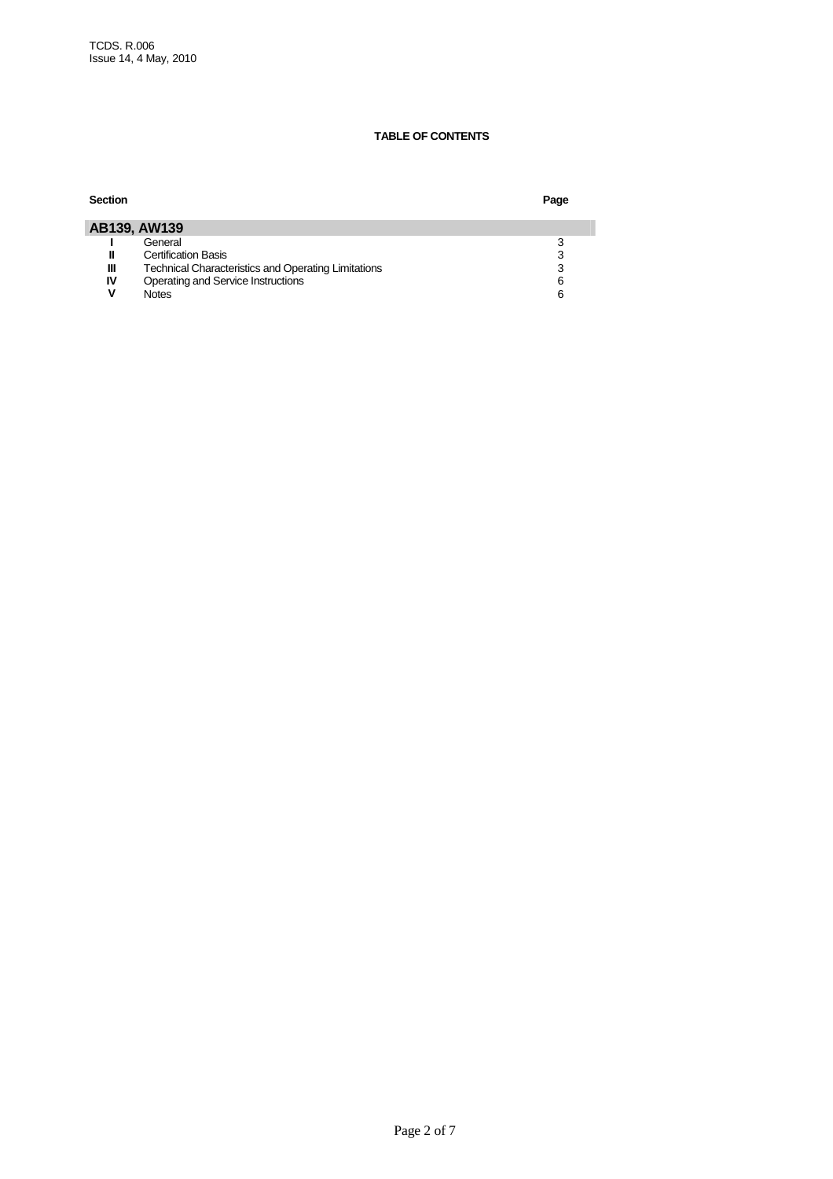# TABLE OF CONTENTS

| Section | | Page |
|---|---|---|
| **AB139, AW139** | | |
| **I** | General | 3 |
| **II** | Certification Basis | 3 |
| **III** | Technical Characteristics and Operating Limitations | 3 |
| **IV** | Operating and Service Instructions | 6 |
| **V** | Notes | 6 |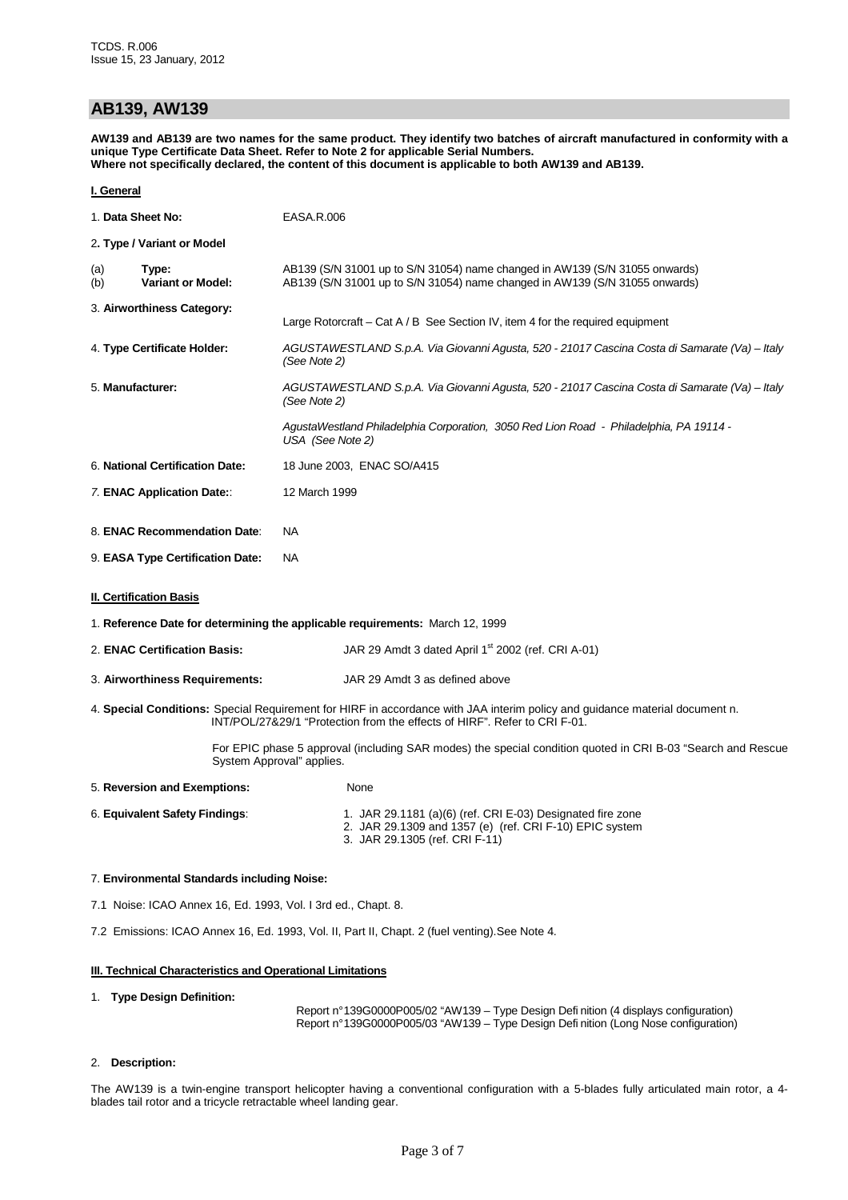## AB139, AW139

**AW139 and AB139 are two names for the same product. They identify two batches of aircraft manufactured in conformity with a unique Type Certificate Data Sheet. Refer to Note 2 for applicable Serial Numbers. Where not specifically declared, the content of this document is applicable to both AW139 and AB139.**

### I. General

1. **Data Sheet No:** EASA.R.006

2. **Type / Variant or Model**

(a) **Type:** AB139 (S/N 31001 up to S/N 31054) name changed in AW139 (S/N 31055 onwards)
(b) **Variant or Model:** AB139 (S/N 31001 up to S/N 31054) name changed in AW139 (S/N 31055 onwards)

3. **Airworthiness Category:** Large Rotorcraft – Cat A / B See Section IV, item 4 for the required equipment

4. **Type Certificate Holder:** *AGUSTAWESTLAND S.p.A. Via Giovanni Agusta, 520 - 21017 Cascina Costa di Samarate (Va) – Italy (See Note 2)*

5. **Manufacturer:** *AGUSTAWESTLAND S.p.A. Via Giovanni Agusta, 520 - 21017 Cascina Costa di Samarate (Va) – Italy (See Note 2)*

*AgustaWestland Philadelphia Corporation, 3050 Red Lion Road - Philadelphia, PA 19114 - USA (See Note 2)*

6. **National Certification Date:** 18 June 2003, ENAC SO/A415

7. **ENAC Application Date:** 12 March 1999

8. **ENAC Recommendation Date**: NA

9. **EASA Type Certification Date:** NA

### II. Certification Basis

1. **Reference Date for determining the applicable requirements:** March 12, 1999

2. **ENAC Certification Basis:** JAR 29 Amdt 3 dated April 1st 2002 (ref. CRI A-01)

3. **Airworthiness Requirements:** JAR 29 Amdt 3 as defined above

4. **Special Conditions:** Special Requirement for HIRF in accordance with JAA interim policy and guidance material document n. INT/POL/27&29/1 "Protection from the effects of HIRF". Refer to CRI F-01.

For EPIC phase 5 approval (including SAR modes) the special condition quoted in CRI B-03 "Search and Rescue System Approval" applies.

5. **Reversion and Exemptions:** None

6. **Equivalent Safety Findings**:
1. JAR 29.1181 (a)(6) (ref. CRI E-03) Designated fire zone
2. JAR 29.1309 and 1357 (e) (ref. CRI F-10) EPIC system
3. JAR 29.1305 (ref. CRI F-11)

7. **Environmental Standards including Noise:**

7.1 Noise: ICAO Annex 16, Ed. 1993, Vol. I 3rd ed., Chapt. 8.

7.2 Emissions: ICAO Annex 16, Ed. 1993, Vol. II, Part II, Chapt. 2 (fuel venting).See Note 4.

### III. Technical Characteristics and Operational Limitations

1. **Type Design Definition:**

Report n°139G0000P005/02 "AW139 – Type Design Definition (4 displays configuration)
Report n°139G0000P005/03 "AW139 – Type Design Definition (Long Nose configuration)

2. **Description:**

The AW139 is a twin-engine transport helicopter having a conventional configuration with a 5-blades fully articulated main rotor, a 4-blades tail rotor and a tricycle retractable wheel landing gear.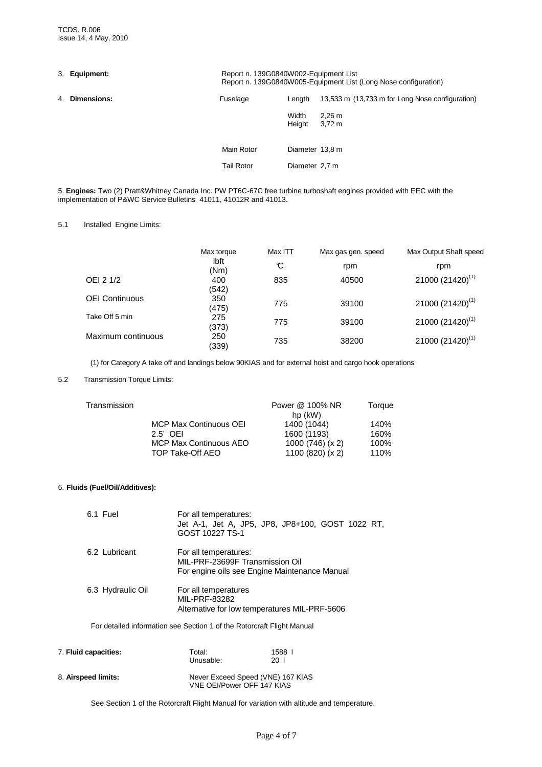**3. Equipment:** Report n. 139G0840W002-Equipment List
Report n. 139G0840W005-Equipment List (Long Nose configuration)

**4. Dimensions:**

| | | |
|---|---|---|
| Fuselage | Length | 13,533 m (13,733 m for Long Nose configuration) |
| | Width | 2,26 m |
| | Height | 3,72 m |
| Main Rotor | Diameter | 13,8 m |
| Tail Rotor | Diameter | 2,7 m |

5. **Engines:** Two (2) Pratt&Whitney Canada Inc. PW PT6C-67C free turbine turboshaft engines provided with EEC with the implementation of P&WC Service Bulletins 41011, 41012R and 41013.

5.1 Installed Engine Limits:

| | Max torque lbft (Nm) | Max ITT ℃ | Max gas gen. speed rpm | Max Output Shaft speed rpm |
|---|---|---|---|---|
| OEI 2 1/2 | 400 (542) | 835 | 40500 | 21000 (21420)[(1)] |
| OEI Continuous | 350 (475) | 775 | 39100 | 21000 (21420)[(1)] |
| Take Off 5 min | 275 (373) | 775 | 39100 | 21000 (21420)[(1)] |
| Maximum continuous | 250 (339) | 735 | 38200 | 21000 (21420)[(1)] |

(1) for Category A take off and landings below 90KIAS and for external hoist and cargo hook operations

5.2 Transmission Torque Limits:

| Transmission | Power @ 100% NR hp (kW) | Torque |
|---|---|---|
| MCP Max Continuous OEI | 1400 (1044) | 140% |
| 2.5' OEI | 1600 (1193) | 160% |
| MCP Max Continuous AEO | 1000 (746) (x 2) | 100% |
| TOP Take-Off AEO | 1100 (820) (x 2) | 110% |

6. **Fluids (Fuel/Oil/Additives):**

6.1 Fuel — For all temperatures:
Jet A-1, Jet A, JP5, JP8, JP8+100, GOST 1022 RT, GOST 10227 TS-1

6.2 Lubricant — For all temperatures:
MIL-PRF-23699F Transmission Oil
For engine oils see Engine Maintenance Manual

6.3 Hydraulic Oil — For all temperatures
MIL-PRF-83282
Alternative for low temperatures MIL-PRF-5606

For detailed information see Section 1 of the Rotorcraft Flight Manual

7. **Fluid capacities:**

| | |
|---|---|
| Total: | 1588 l |
| Unusable: | 20 l |

8. **Airspeed limits:** Never Exceed Speed (VNE) 167 KIAS
VNE OEI/Power OFF 147 KIAS

See Section 1 of the Rotorcraft Flight Manual for variation with altitude and temperature.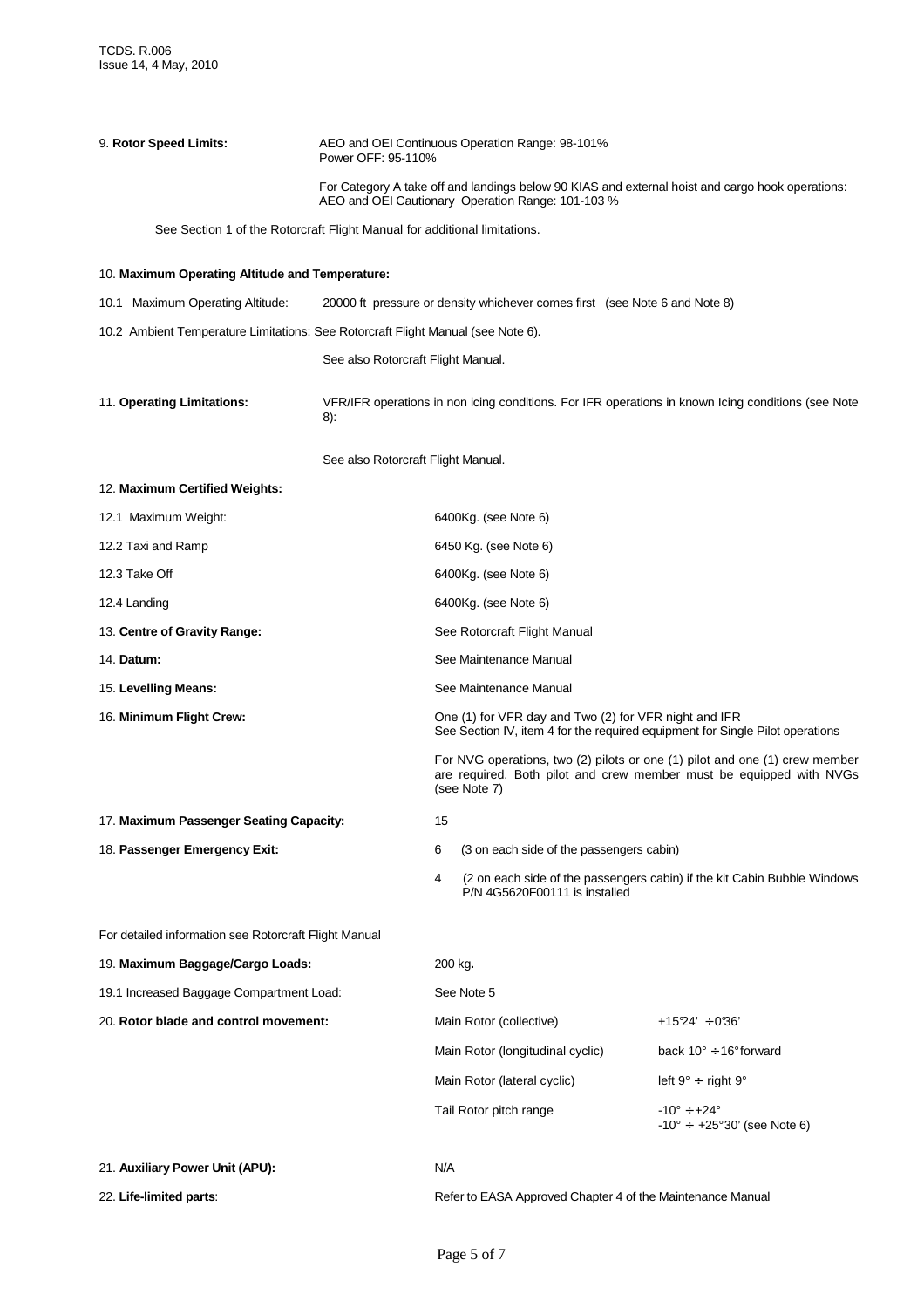**9. Rotor Speed Limits:** AEO and OEI Continuous Operation Range: 98-101%
Power OFF: 95-110%

For Category A take off and landings below 90 KIAS and external hoist and cargo hook operations: AEO and OEI Cautionary Operation Range: 101-103 %

See Section 1 of the Rotorcraft Flight Manual for additional limitations.

**10. Maximum Operating Altitude and Temperature:**

10.1 Maximum Operating Altitude: 20000 ft pressure or density whichever comes first (see Note 6 and Note 8)

10.2 Ambient Temperature Limitations: See Rotorcraft Flight Manual (see Note 6).

See also Rotorcraft Flight Manual.

**11. Operating Limitations:** VFR/IFR operations in non icing conditions. For IFR operations in known Icing conditions (see Note 8):

See also Rotorcraft Flight Manual.

**12. Maximum Certified Weights:**

| | |
|---|---|
| 12.1 Maximum Weight: | 6400Kg. (see Note 6) |
| 12.2 Taxi and Ramp | 6450 Kg. (see Note 6) |
| 12.3 Take Off | 6400Kg. (see Note 6) |
| 12.4 Landing | 6400Kg. (see Note 6) |

**13. Centre of Gravity Range:** See Rotorcraft Flight Manual

**14. Datum:** See Maintenance Manual

**15. Levelling Means:** See Maintenance Manual

**16. Minimum Flight Crew:** One (1) for VFR day and Two (2) for VFR night and IFR
See Section IV, item 4 for the required equipment for Single Pilot operations

For NVG operations, two (2) pilots or one (1) pilot and one (1) crew member are required. Both pilot and crew member must be equipped with NVGs (see Note 7)

**17. Maximum Passenger Seating Capacity:** 15

**18. Passenger Emergency Exit:**

6 (3 on each side of the passengers cabin)

4 (2 on each side of the passengers cabin) if the kit Cabin Bubble Windows P/N 4G5620F00111 is installed

For detailed information see Rotorcraft Flight Manual

**19. Maximum Baggage/Cargo Loads:** 200 kg**.**

19.1 Increased Baggage Compartment Load: See Note 5

**20. Rotor blade and control movement:**

| | |
|---|---|
| Main Rotor (collective) | +15°24' ÷ 0°36' |
| Main Rotor (longitudinal cyclic) | back 10° ÷ 16° forward |
| Main Rotor (lateral cyclic) | left 9° ÷ right 9° |
| Tail Rotor pitch range | -10° ÷ +24°<br>-10° ÷ +25°30' (see Note 6) |

**21. Auxiliary Power Unit (APU):** N/A

**22. Life-limited parts**: Refer to EASA Approved Chapter 4 of the Maintenance Manual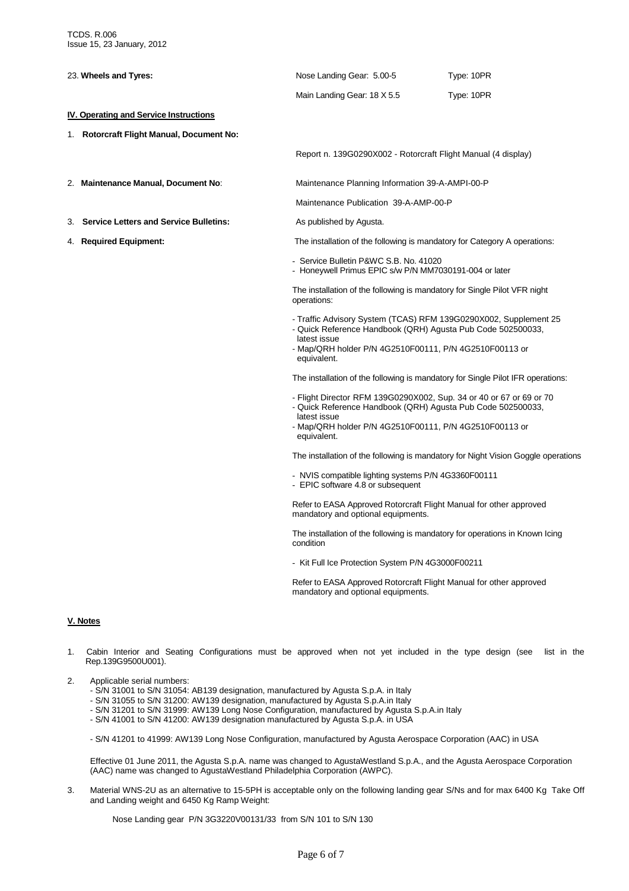23. **Wheels and Tyres:**

| | | |
|---|---|---|
| | Nose Landing Gear: 5.00-5 | Type: 10PR |
| | Main Landing Gear: 18 X 5.5 | Type: 10PR |

**IV. Operating and Service Instructions**

1. **Rotorcraft Flight Manual, Document No:**

   Report n. 139G0290X002 - Rotorcraft Flight Manual (4 display)

2. **Maintenance Manual, Document No**:

   Maintenance Planning Information 39-A-AMPI-00-P

   Maintenance Publication 39-A-AMP-00-P

3. **Service Letters and Service Bulletins:**

   As published by Agusta.

4. **Required Equipment:**

   The installation of the following is mandatory for Category A operations:

   - Service Bulletin P&WC S.B. No. 41020
   - Honeywell Primus EPIC s/w P/N MM7030191-004 or later

   The installation of the following is mandatory for Single Pilot VFR night operations:

   - Traffic Advisory System (TCAS) RFM 139G0290X002, Supplement 25
   - Quick Reference Handbook (QRH) Agusta Pub Code 502500033, latest issue
   - Map/QRH holder P/N 4G2510F00111, P/N 4G2510F00113 or equivalent.

   The installation of the following is mandatory for Single Pilot IFR operations:

   - Flight Director RFM 139G0290X002, Sup. 34 or 40 or 67 or 69 or 70
   - Quick Reference Handbook (QRH) Agusta Pub Code 502500033, latest issue
   - Map/QRH holder P/N 4G2510F00111, P/N 4G2510F00113 or equivalent.

   The installation of the following is mandatory for Night Vision Goggle operations

   - NVIS compatible lighting systems P/N 4G3360F00111
   - EPIC software 4.8 or subsequent

   Refer to EASA Approved Rotorcraft Flight Manual for other approved mandatory and optional equipments.

   The installation of the following is mandatory for operations in Known Icing condition

   - Kit Full Ice Protection System P/N 4G3000F00211

   Refer to EASA Approved Rotorcraft Flight Manual for other approved mandatory and optional equipments.

**V. Notes**

1. Cabin Interior and Seating Configurations must be approved when not yet included in the type design (see list in the Rep.139G9500U001).

2. Applicable serial numbers:
   - S/N 31001 to S/N 31054: AB139 designation, manufactured by Agusta S.p.A. in Italy
   - S/N 31055 to S/N 31200: AW139 designation, manufactured by Agusta S.p.A.in Italy
   - S/N 31201 to S/N 31999: AW139 Long Nose Configuration, manufactured by Agusta S.p.A.in Italy
   - S/N 41001 to S/N 41200: AW139 designation manufactured by Agusta S.p.A. in USA

   - S/N 41201 to 41999: AW139 Long Nose Configuration, manufactured by Agusta Aerospace Corporation (AAC) in USA

   Effective 01 June 2011, the Agusta S.p.A. name was changed to AgustaWestland S.p.A., and the Agusta Aerospace Corporation (AAC) name was changed to AgustaWestland Philadelphia Corporation (AWPC).

3. Material WNS-2U as an alternative to 15-5PH is acceptable only on the following landing gear S/Ns and for max 6400 Kg Take Off and Landing weight and 6450 Kg Ramp Weight:

   Nose Landing gear P/N 3G3220V00131/33 from S/N 101 to S/N 130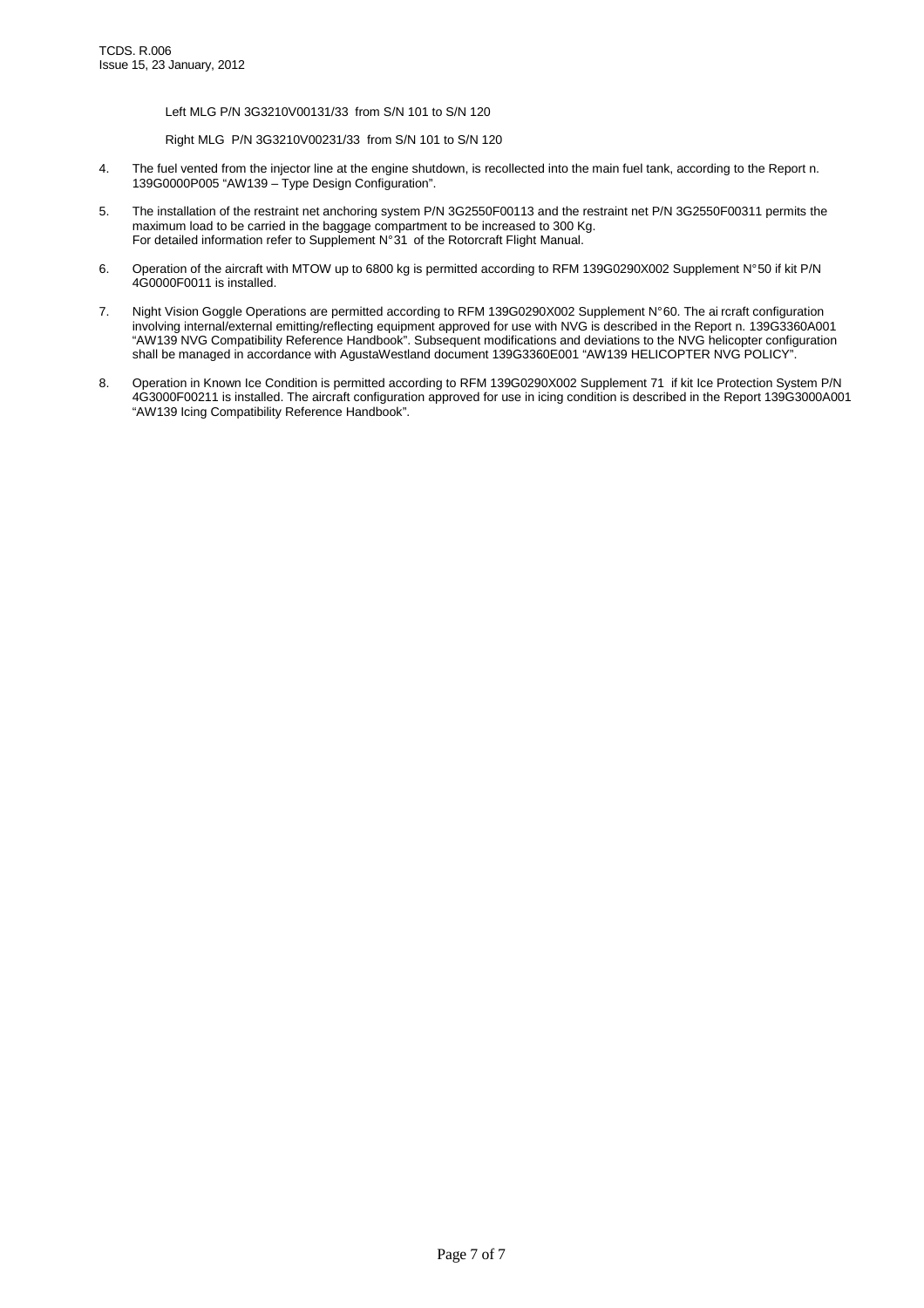Left MLG P/N 3G3210V00131/33 from S/N 101 to S/N 120

Right MLG P/N 3G3210V00231/33 from S/N 101 to S/N 120

4. The fuel vented from the injector line at the engine shutdown, is recollected into the main fuel tank, according to the Report n. 139G0000P005 "AW139 – Type Design Configuration".

5. The installation of the restraint net anchoring system P/N 3G2550F00113 and the restraint net P/N 3G2550F00311 permits the maximum load to be carried in the baggage compartment to be increased to 300 Kg.
For detailed information refer to Supplement N°31 of the Rotorcraft Flight Manual.

6. Operation of the aircraft with MTOW up to 6800 kg is permitted according to RFM 139G0290X002 Supplement N°50 if kit P/N 4G0000F0011 is installed.

7. Night Vision Goggle Operations are permitted according to RFM 139G0290X002 Supplement N°60. The aircraft configuration involving internal/external emitting/reflecting equipment approved for use with NVG is described in the Report n. 139G3360A001 "AW139 NVG Compatibility Reference Handbook". Subsequent modifications and deviations to the NVG helicopter configuration shall be managed in accordance with AgustaWestland document 139G3360E001 "AW139 HELICOPTER NVG POLICY".

8. Operation in Known Ice Condition is permitted according to RFM 139G0290X002 Supplement 71 if kit Ice Protection System P/N 4G3000F00211 is installed. The aircraft configuration approved for use in icing condition is described in the Report 139G3000A001 "AW139 Icing Compatibility Reference Handbook".